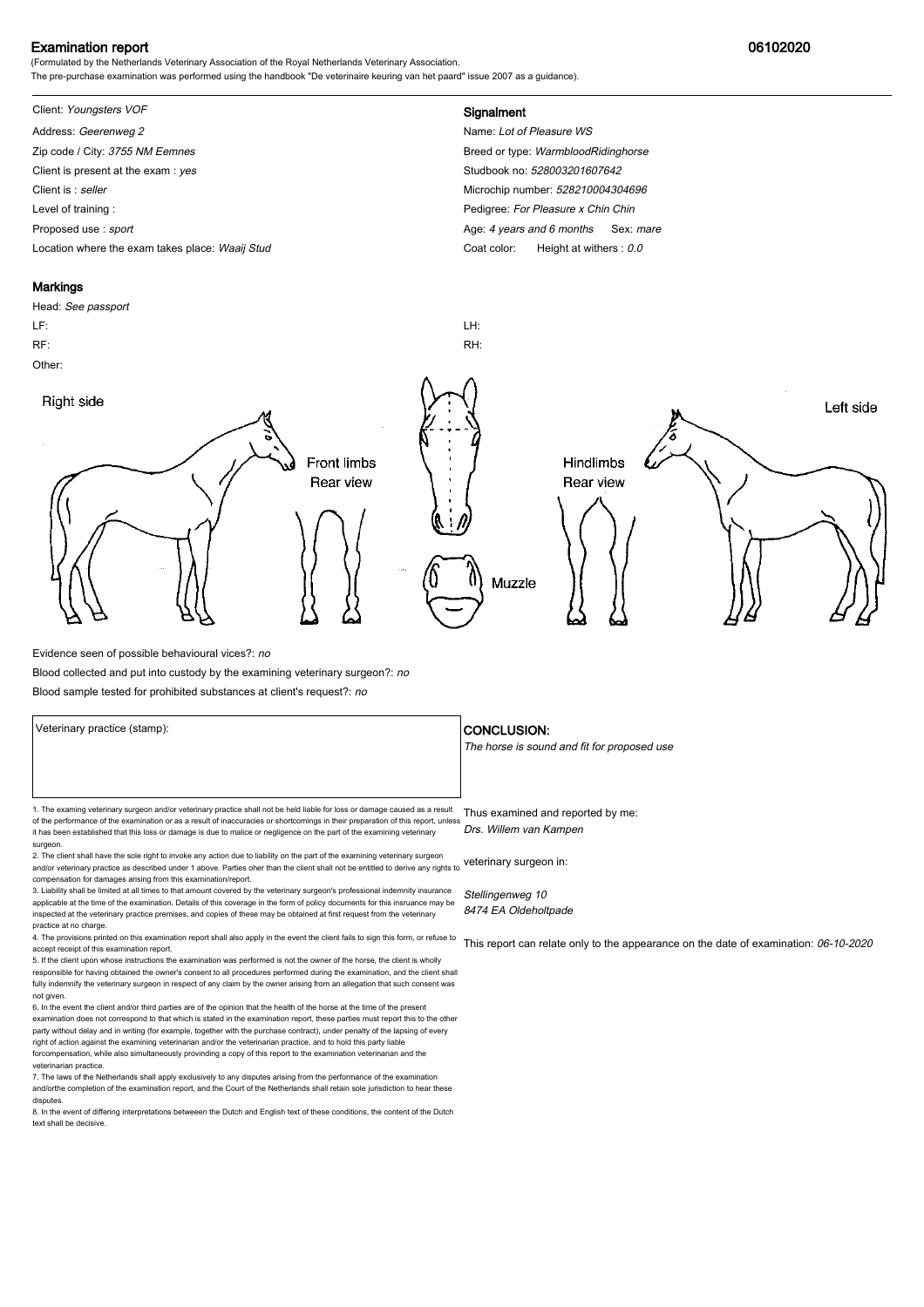# Examination report

06102020

(Formulated by the Netherlands Veterinary Association of the Royal Netherlands Veterinary Association.
The pre-purchase examination was performed using the handbook "De veterinaire keuring van het paard" issue 2007 as a guidance).

Client: *Youngsters VOF*
Address: *Geerenweg 2*
Zip code / City: *3755 NM Eemnes*
Client is present at the exam : *yes*
Client is : *seller*
Level of training :
Proposed use : *sport*
Location where the exam takes place: *Waaij Stud*

## Signalment

Name: *Lot of Pleasure WS*
Breed or type: *WarmbloodRidinghorse*
Studbook no: *528003201607642*
Microchip number: *528210004304696*
Pedigree: *For Pleasure x Chin Chin*
Age: *4 years and 6 months* Sex: *mare*
Coat color: Height at withers : *0.0*

## Markings

Head: *See passport*
LF:
RF:
LH:
RH:
Other:

Right side — Front limbs Rear view — Muzzle — Hindlimbs Rear view — Left side

Evidence seen of possible behavioural vices?: *no*
Blood collected and put into custody by the examining veterinary surgeon?: *no*
Blood sample tested for prohibited substances at client's request?: *no*

Veterinary practice (stamp):

## CONCLUSION:

*The horse is sound and fit for proposed use*

Thus examined and reported by me:
*Drs. Willem van Kampen*

veterinary surgeon in:

*Stellingenweg 10*
*8474 EA Oldeholtpade*

This report can relate only to the appearance on the date of examination: *06-10-2020*

1. The examing veterinary surgeon and/or veterinary practice shall not be held liable for loss or damage caused as a result of the performance of the examination or as a result of inaccuracies or shortcomings in their preparation of this report, unless it has been established that this loss or damage is due to malice or negligence on the part of the examining veterinary surgeon.
2. The client shall have the sole right to invoke any action due to liability on the part of the examining veterinary surgeon and/or veterinary practice as described under 1 above. Parties oher than the client shall not be entitled to derive any rights to compensation for damages arising from this examination/report.
3. Liability shall be limited at all times to that amount covered by the veterinary surgeon's professional indemnity insurance applicable at the time of the examination. Details of this coverage in the form of policy documents for this insruance may be inspected at the veterinary practice premises, and copies of these may be obtained at first request from the veterinary practice at no charge.
4. The provisions printed on this examination report shall also apply in the event the client fails to sign this form, or refuse to accept receipt of this examination report.
5. If the client upon whose instructions the examination was performed is not the owner of the horse, the client is wholly responsible for having obtained the owner's consent to all procedures performed during the examination, and the client shall fully indemnify the veterinary surgeon in respect of any claim by the owner arising from an allegation that such consent was not given.
6. In the event the client and/or third parties are of the opinion that the health of the horse at the time of the present examination does not correspond to that which is stated in the examination report, these parties must report this to the other party without delay and in writing (for example, together with the purchase contract), under penalty of the lapsing of every right of action against the examining veterinarian and/or the veterinarian practice, and to hold this party liable forcompensation, while also simultaneously provinding a copy of this report to the examination veterinarian and the veterinarian practice.
7. The laws of the Netherlands shall apply exclusively to any disputes arising from the performance of the examination and/orthe completion of the examination report, and the Court of the Netherlands shall retain sole jurisdiction to hear these disputes.
8. In the event of differing interpretations betweeen the Dutch and English text of these conditions, the content of the Dutch text shall be decisive.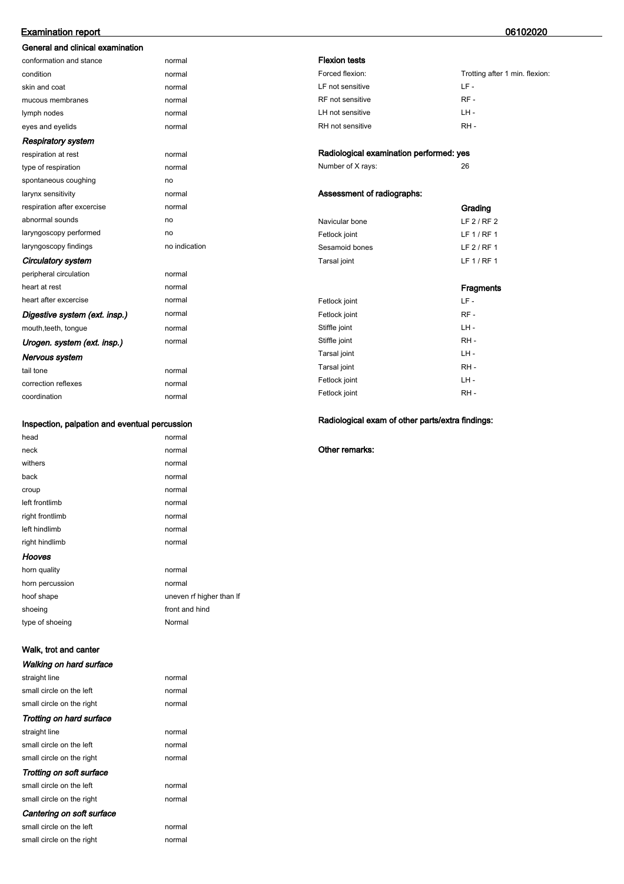## Examination report

06102020

### General and clinical examination

| | |
|---|---|
| conformation and stance | normal |
| condition | normal |
| skin and coat | normal |
| mucous membranes | normal |
| lymph nodes | normal |
| eyes and eyelids | normal |

#### *Respiratory system*

| | |
|---|---|
| respiration at rest | normal |
| type of respiration | normal |
| spontaneous coughing | no |
| larynx sensitivity | normal |
| respiration after excercise | normal |
| abnormal sounds | no |
| laryngoscopy performed | no |
| laryngoscopy findings | no indication |

#### *Circulatory system*

| | |
|---|---|
| peripheral circulation | normal |
| heart at rest | normal |
| heart after excercise | normal |

| | |
|---|---|
| *Digestive system (ext. insp.)* | normal |
| mouth,teeth, tongue | normal |
| *Urogen. system (ext. insp.)* | normal |

#### *Nervous system*

| | |
|---|---|
| tail tone | normal |
| correction reflexes | normal |
| coordination | normal |

### Inspection, palpation and eventual percussion

| | |
|---|---|
| head | normal |
| neck | normal |
| withers | normal |
| back | normal |
| croup | normal |
| left frontlimb | normal |
| right frontlimb | normal |
| left hindlimb | normal |
| right hindlimb | normal |

#### *Hooves*

| | |
|---|---|
| horn quality | normal |
| horn percussion | normal |
| hoof shape | uneven rf higher than lf |
| shoeing | front and hind |
| type of shoeing | Normal |

### Walk, trot and canter

#### *Walking on hard surface*

| | |
|---|---|
| straight line | normal |
| small circle on the left | normal |
| small circle on the right | normal |

#### *Trotting on hard surface*

| | |
|---|---|
| straight line | normal |
| small circle on the left | normal |
| small circle on the right | normal |

#### *Trotting on soft surface*

| | |
|---|---|
| small circle on the left | normal |
| small circle on the right | normal |

#### *Cantering on soft surface*

| | |
|---|---|
| small circle on the left | normal |
| small circle on the right | normal |

### Flexion tests

| | |
|---|---|
| Forced flexion: | Trotting after 1 min. flexion: |
| LF not sensitive | LF - |
| RF not sensitive | RF - |
| LH not sensitive | LH - |
| RH not sensitive | RH - |

### Radiological examination performed: yes

Number of X rays: 26

### Assessment of radiographs:

| | Grading |
|---|---|
| Navicular bone | LF 2 / RF 2 |
| Fetlock joint | LF 1 / RF 1 |
| Sesamoid bones | LF 2 / RF 1 |
| Tarsal joint | LF 1 / RF 1 |

| | Fragments |
|---|---|
| Fetlock joint | LF - |
| Fetlock joint | RF - |
| Stiffle joint | LH - |
| Stiffle joint | RH - |
| Tarsal joint | LH - |
| Tarsal joint | RH - |
| Fetlock joint | LH - |
| Fetlock joint | RH - |

### Radiological exam of other parts/extra findings:

### Other remarks: